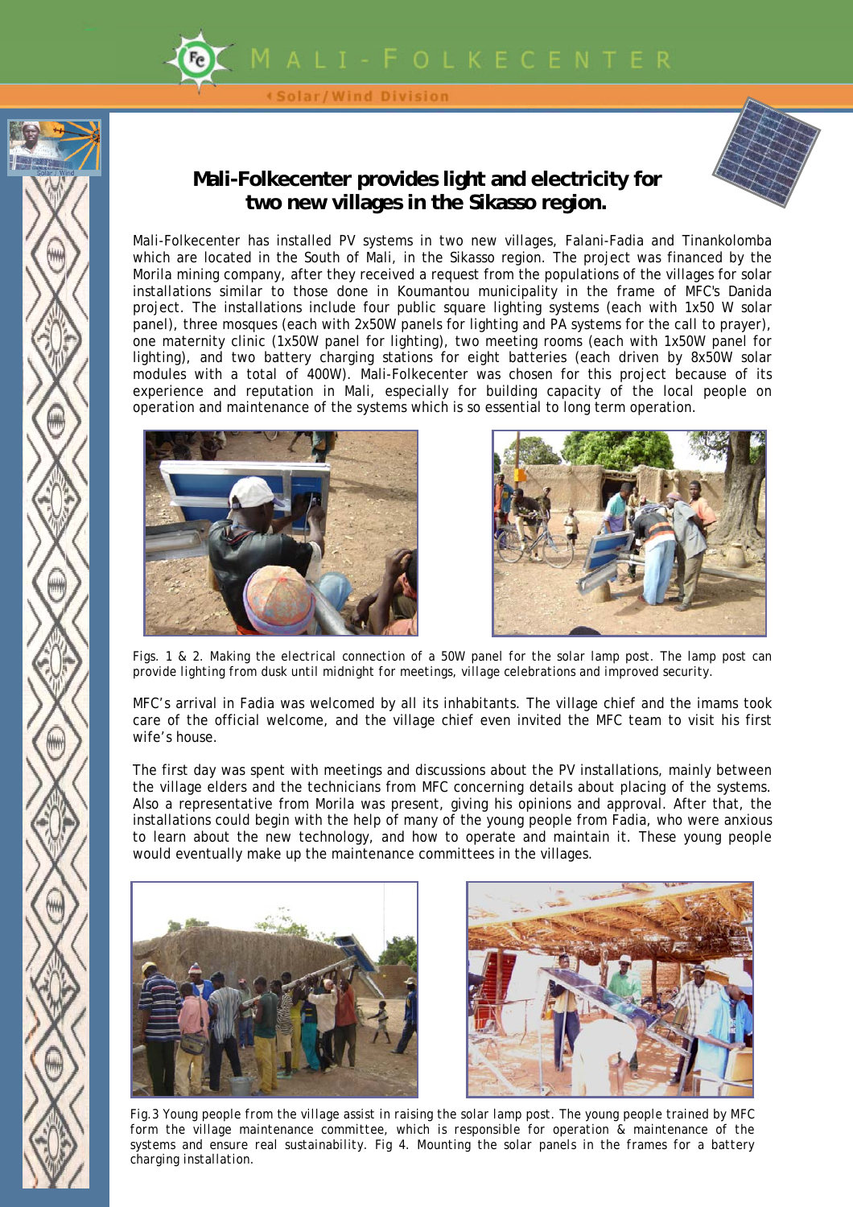# Mali-Folkecenter provides light and electricity for two new villages in the Sikasso region.

Mali-Folkecenter has installed PV systems in two new villages, Falani-Fadia and Tinankolomba which are located in the South of Mali, in the Sikasso region. The project was financed by the Morila mining company, after they received a request from the populations of the villages for solar installations similar to those done in Koumantou municipality in the frame of MFC's Danida project. The installations include four public square lighting systems (each with 1x50 W solar panel), three mosques (each with 2x50W panels for lighting and PA systems for the call to prayer), one maternity clinic (1x50W panel for lighting), two meeting rooms (each with 1x50W panel for lighting), and two battery charging stations for eight batteries (each driven by 8x50W solar modules with a total of 400W). Mali-Folkecenter was chosen for this project because of its experience and reputation in Mali, especially for building capacity of the local people on operation and maintenance of the systems which is so essential to long term operation.

Figs. 1 & 2. Making the electrical connection of a 50W panel for the solar lamp post. The lamp post can provide lighting from dusk until midnight for meetings, village celebrations and improved security.

MFC's arrival in Fadia was welcomed by all its inhabitants. The village chief and the imams took care of the official welcome, and the village chief even invited the MFC team to visit his first wife's house.

The first day was spent with meetings and discussions about the PV installations, mainly between the village elders and the technicians from MFC concerning details about placing of the systems. Also a representative from Morila was present, giving his opinions and approval. After that, the installations could begin with the help of many of the young people from Fadia, who were anxious to learn about the new technology, and how to operate and maintain it. These young people would eventually make up the maintenance committees in the villages.

Fig.3 Young people from the village assist in raising the solar lamp post. The young people trained by MFC form the village maintenance committee, which is responsible for operation & maintenance of the systems and ensure real sustainability. Fig 4. Mounting the solar panels in the frames for a battery charging installation.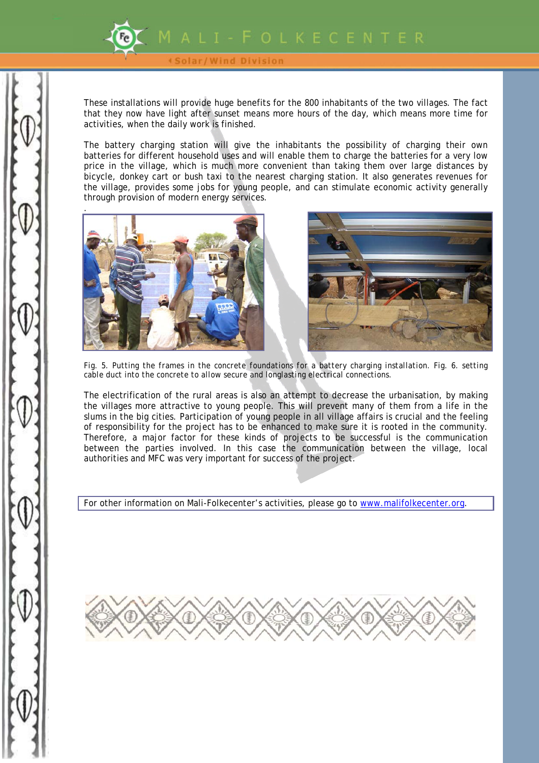These installations will provide huge benefits for the 800 inhabitants of the two villages. The fact that they now have light after sunset means more hours of the day, which means more time for activities, when the daily work is finished.

The battery charging station will give the inhabitants the possibility of charging their own batteries for different household uses and will enable them to charge the batteries for a very low price in the village, which is much more convenient than taking them over large distances by bicycle, donkey cart or bush taxi to the nearest charging station. It also generates revenues for the village, provides some jobs for young people, and can stimulate economic activity generally through provision of modern energy services.

Fig. 5. Putting the frames in the concrete foundations for a battery charging installation. Fig. 6. setting cable duct into the concrete to allow secure and longlasting electrical connections.

The electrification of the rural areas is also an attempt to decrease the urbanisation, by making the villages more attractive to young people. This will prevent many of them from a life in the slums in the big cities. Participation of young people in all village affairs is crucial and the feeling of responsibility for the project has to be enhanced to make sure it is rooted in the community. Therefore, a major factor for these kinds of projects to be successful is the communication between the parties involved. In this case the communication between the village, local authorities and MFC was very important for success of the project.

For other information on Mali-Folkecenter's activities, please go to www.malifolkecenter.org.